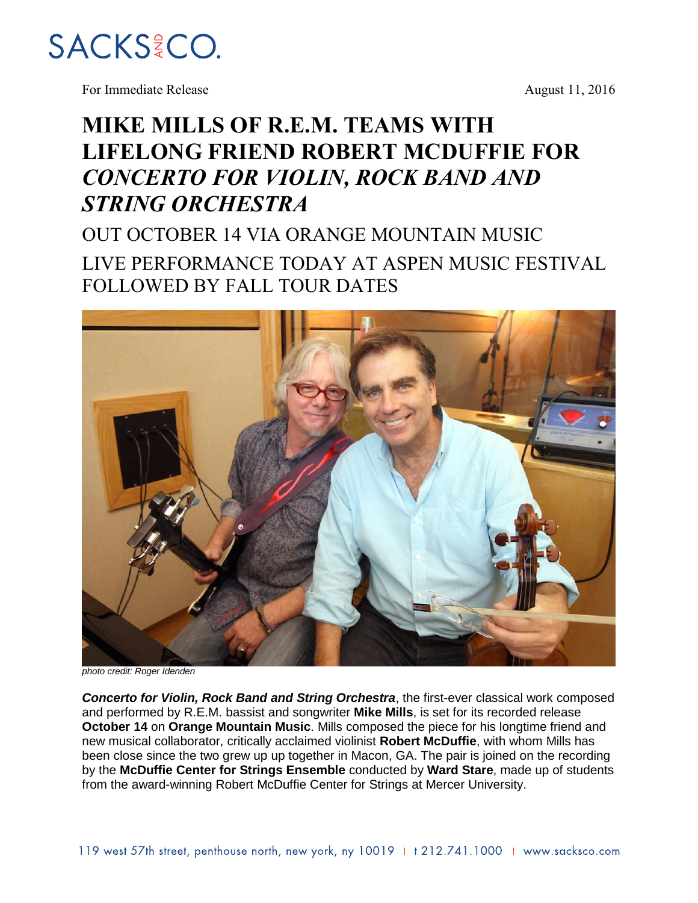SACKS & CO.

For Immediate Release

August 11, 2016

# MIKE MILLS OF R.E.M. TEAMS WITH LIFELONG FRIEND ROBERT MCDUFFIE FOR *CONCERTO FOR VIOLIN, ROCK BAND AND STRING ORCHESTRA*

OUT OCTOBER 14 VIA ORANGE MOUNTAIN MUSIC

LIVE PERFORMANCE TODAY AT ASPEN MUSIC FESTIVAL FOLLOWED BY FALL TOUR DATES

*photo credit: Roger Idenden*

***Concerto for Violin, Rock Band and String Orchestra***, the first-ever classical work composed and performed by R.E.M. bassist and songwriter **Mike Mills**, is set for its recorded release **October 14** on **Orange Mountain Music**. Mills composed the piece for his longtime friend and new musical collaborator, critically acclaimed violinist **Robert McDuffie**, with whom Mills has been close since the two grew up up together in Macon, GA. The pair is joined on the recording by the **McDuffie Center for Strings Ensemble** conducted by **Ward Stare**, made up of students from the award-winning Robert McDuffie Center for Strings at Mercer University.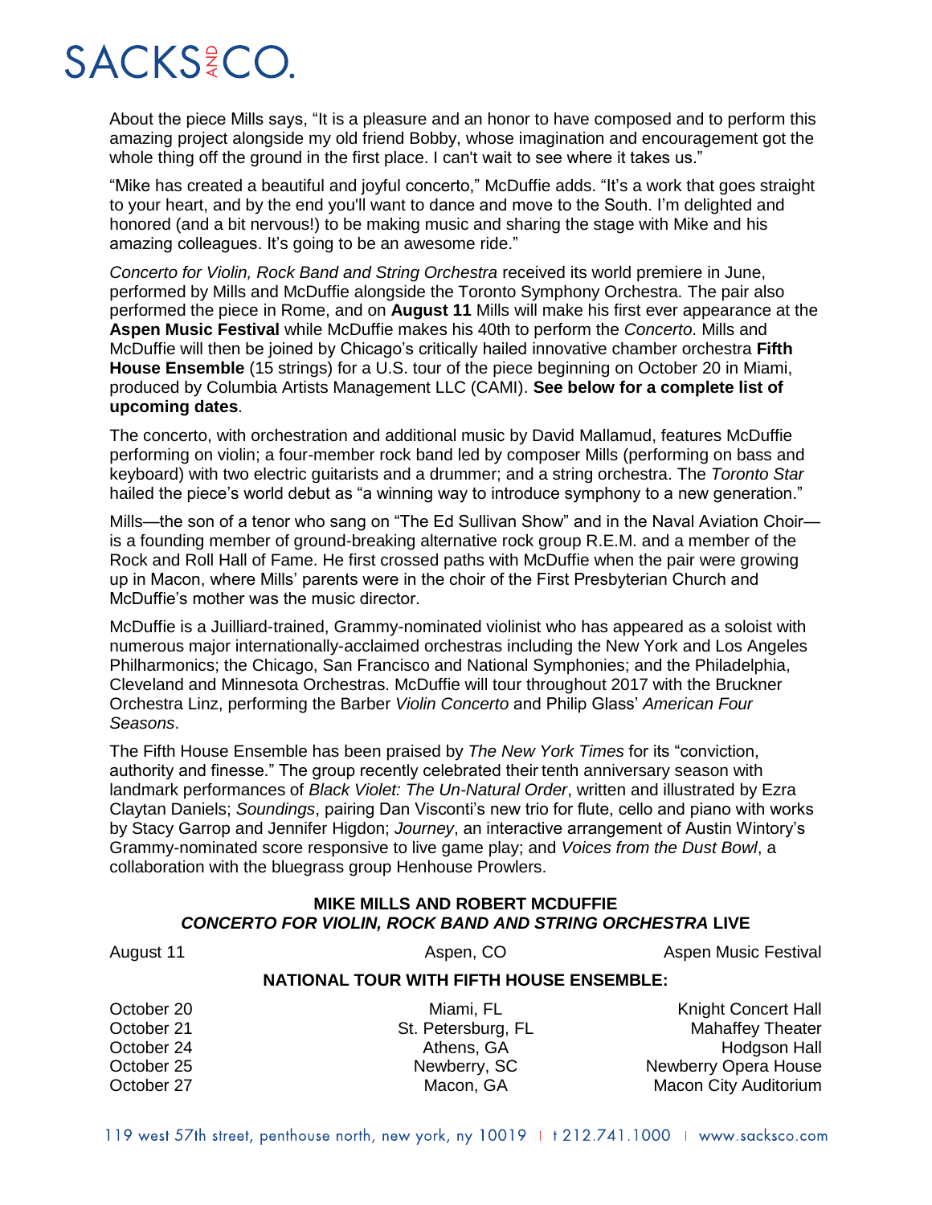About the piece Mills says, "It is a pleasure and an honor to have composed and to perform this amazing project alongside my old friend Bobby, whose imagination and encouragement got the whole thing off the ground in the first place. I can't wait to see where it takes us."

"Mike has created a beautiful and joyful concerto," McDuffie adds. "It's a work that goes straight to your heart, and by the end you'll want to dance and move to the South. I'm delighted and honored (and a bit nervous!) to be making music and sharing the stage with Mike and his amazing colleagues. It's going to be an awesome ride."

*Concerto for Violin, Rock Band and String Orchestra* received its world premiere in June, performed by Mills and McDuffie alongside the Toronto Symphony Orchestra. The pair also performed the piece in Rome, and on **August 11** Mills will make his first ever appearance at the **Aspen Music Festival** while McDuffie makes his 40th to perform the *Concerto*. Mills and McDuffie will then be joined by Chicago's critically hailed innovative chamber orchestra **Fifth House Ensemble** (15 strings) for a U.S. tour of the piece beginning on October 20 in Miami, produced by Columbia Artists Management LLC (CAMI). **See below for a complete list of upcoming dates**.

The concerto, with orchestration and additional music by David Mallamud, features McDuffie performing on violin; a four-member rock band led by composer Mills (performing on bass and keyboard) with two electric guitarists and a drummer; and a string orchestra. The *Toronto Star* hailed the piece's world debut as "a winning way to introduce symphony to a new generation."

Mills—the son of a tenor who sang on "The Ed Sullivan Show" and in the Naval Aviation Choir—is a founding member of ground-breaking alternative rock group R.E.M. and a member of the Rock and Roll Hall of Fame. He first crossed paths with McDuffie when the pair were growing up in Macon, where Mills' parents were in the choir of the First Presbyterian Church and McDuffie's mother was the music director.

McDuffie is a Juilliard-trained, Grammy-nominated violinist who has appeared as a soloist with numerous major internationally-acclaimed orchestras including the New York and Los Angeles Philharmonics; the Chicago, San Francisco and National Symphonies; and the Philadelphia, Cleveland and Minnesota Orchestras. McDuffie will tour throughout 2017 with the Bruckner Orchestra Linz, performing the Barber *Violin Concerto* and Philip Glass' *American Four Seasons*.

The Fifth House Ensemble has been praised by *The New York Times* for its "conviction, authority and finesse." The group recently celebrated their tenth anniversary season with landmark performances of *Black Violet: The Un-Natural Order*, written and illustrated by Ezra Claytan Daniels; *Soundings*, pairing Dan Visconti's new trio for flute, cello and piano with works by Stacy Garrop and Jennifer Higdon; *Journey*, an interactive arrangement of Austin Wintory's Grammy-nominated score responsive to live game play; and *Voices from the Dust Bowl*, a collaboration with the bluegrass group Henhouse Prowlers.

**MIKE MILLS AND ROBERT MCDUFFIE**
***CONCERTO FOR VIOLIN, ROCK BAND AND STRING ORCHESTRA* LIVE**

| | | |
|---|---|---|
| August 11 | Aspen, CO | Aspen Music Festival |

**NATIONAL TOUR WITH FIFTH HOUSE ENSEMBLE:**

| | | |
|---|---|---|
| October 20 | Miami, FL | Knight Concert Hall |
| October 21 | St. Petersburg, FL | Mahaffey Theater |
| October 24 | Athens, GA | Hodgson Hall |
| October 25 | Newberry, SC | Newberry Opera House |
| October 27 | Macon, GA | Macon City Auditorium |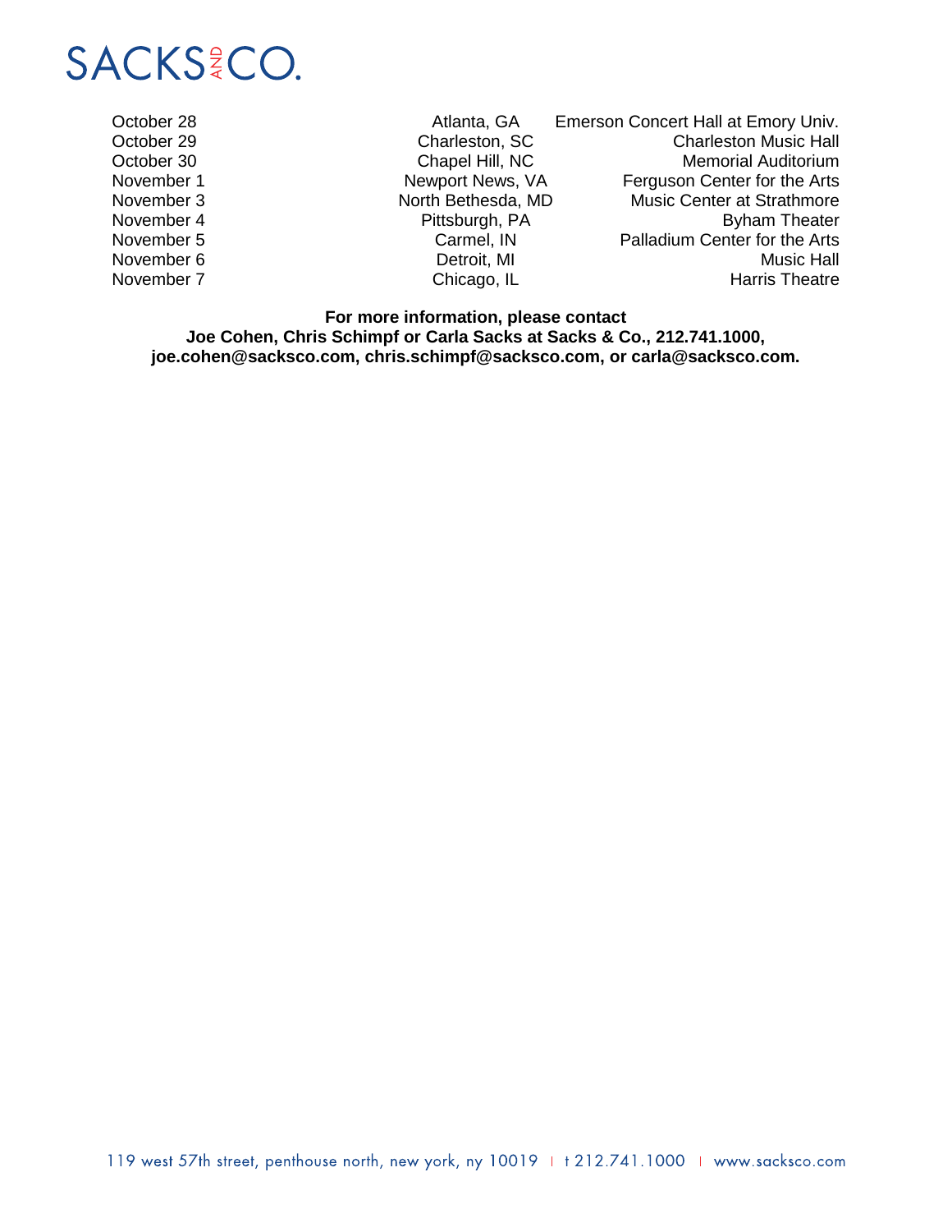| | | |
|---|---|---|
| October 28 | Atlanta, GA | Emerson Concert Hall at Emory Univ. |
| October 29 | Charleston, SC | Charleston Music Hall |
| October 30 | Chapel Hill, NC | Memorial Auditorium |
| November 1 | Newport News, VA | Ferguson Center for the Arts |
| November 3 | North Bethesda, MD | Music Center at Strathmore |
| November 4 | Pittsburgh, PA | Byham Theater |
| November 5 | Carmel, IN | Palladium Center for the Arts |
| November 6 | Detroit, MI | Music Hall |
| November 7 | Chicago, IL | Harris Theatre |

**For more information, please contact**
**Joe Cohen, Chris Schimpf or Carla Sacks at Sacks & Co., 212.741.1000,**
**joe.cohen@sacksco.com, chris.schimpf@sacksco.com, or carla@sacksco.com.**